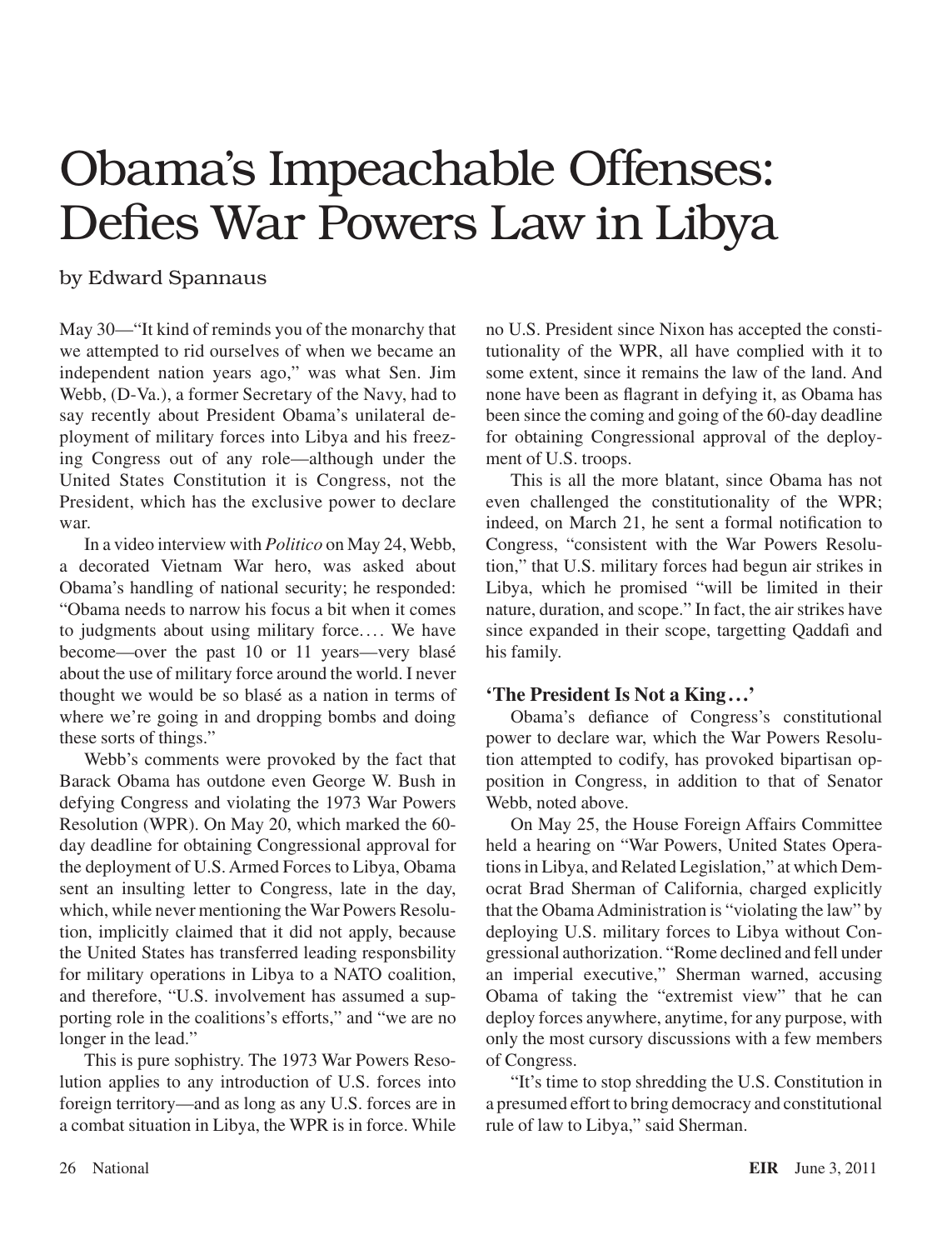# Obama's Impeachable Offenses: Defies War Powers Law in Libya

by Edward Spannaus

May 30—"It kind of reminds you of the monarchy that we attempted to rid ourselves of when we became an independent nation years ago," was what Sen. Jim Webb, (D-Va.), a former Secretary of the Navy, had to say recently about President Obama's unilateral deployment of military forces into Libya and his freezing Congress out of any role—although under the United States Constitution it is Congress, not the President, which has the exclusive power to declare war.

In a video interview with *Politico* on May 24, Webb, a decorated Vietnam War hero, was asked about Obama's handling of national security; he responded: "Obama needs to narrow his focus a bit when it comes to judgments about using military force.... We have become—over the past 10 or 11 years—very blasé about the use of military force around the world. I never thought we would be so blasé as a nation in terms of where we're going in and dropping bombs and doing these sorts of things."

Webb's comments were provoked by the fact that Barack Obama has outdone even George W. Bush in defying Congress and violating the 1973 War Powers Resolution (WPR). On May 20, which marked the 60-day deadline for obtaining Congressional approval for the deployment of U.S. Armed Forces to Libya, Obama sent an insulting letter to Congress, late in the day, which, while never mentioning the War Powers Resolution, implicitly claimed that it did not apply, because the United States has transferred leading responsbility for military operations in Libya to a NATO coalition, and therefore, "U.S. involvement has assumed a supporting role in the coalitions's efforts," and "we are no longer in the lead."

This is pure sophistry. The 1973 War Powers Resolution applies to any introduction of U.S. forces into foreign territory—and as long as any U.S. forces are in a combat situation in Libya, the WPR is in force. While no U.S. President since Nixon has accepted the constitutionality of the WPR, all have complied with it to some extent, since it remains the law of the land. And none have been as flagrant in defying it, as Obama has been since the coming and going of the 60-day deadline for obtaining Congressional approval of the deployment of U.S. troops.

This is all the more blatant, since Obama has not even challenged the constitutionality of the WPR; indeed, on March 21, he sent a formal notification to Congress, "consistent with the War Powers Resolution," that U.S. military forces had begun air strikes in Libya, which he promised "will be limited in their nature, duration, and scope." In fact, the air strikes have since expanded in their scope, targetting Qaddafi and his family.

### 'The President Is Not a King...'

Obama's defiance of Congress's constitutional power to declare war, which the War Powers Resolution attempted to codify, has provoked bipartisan opposition in Congress, in addition to that of Senator Webb, noted above.

On May 25, the House Foreign Affairs Committee held a hearing on "War Powers, United States Operations in Libya, and Related Legislation," at which Democrat Brad Sherman of California, charged explicitly that the Obama Administration is "violating the law" by deploying U.S. military forces to Libya without Congressional authorization. "Rome declined and fell under an imperial executive," Sherman warned, accusing Obama of taking the "extremist view" that he can deploy forces anywhere, anytime, for any purpose, with only the most cursory discussions with a few members of Congress.

"It's time to stop shredding the U.S. Constitution in a presumed effort to bring democracy and constitutional rule of law to Libya," said Sherman.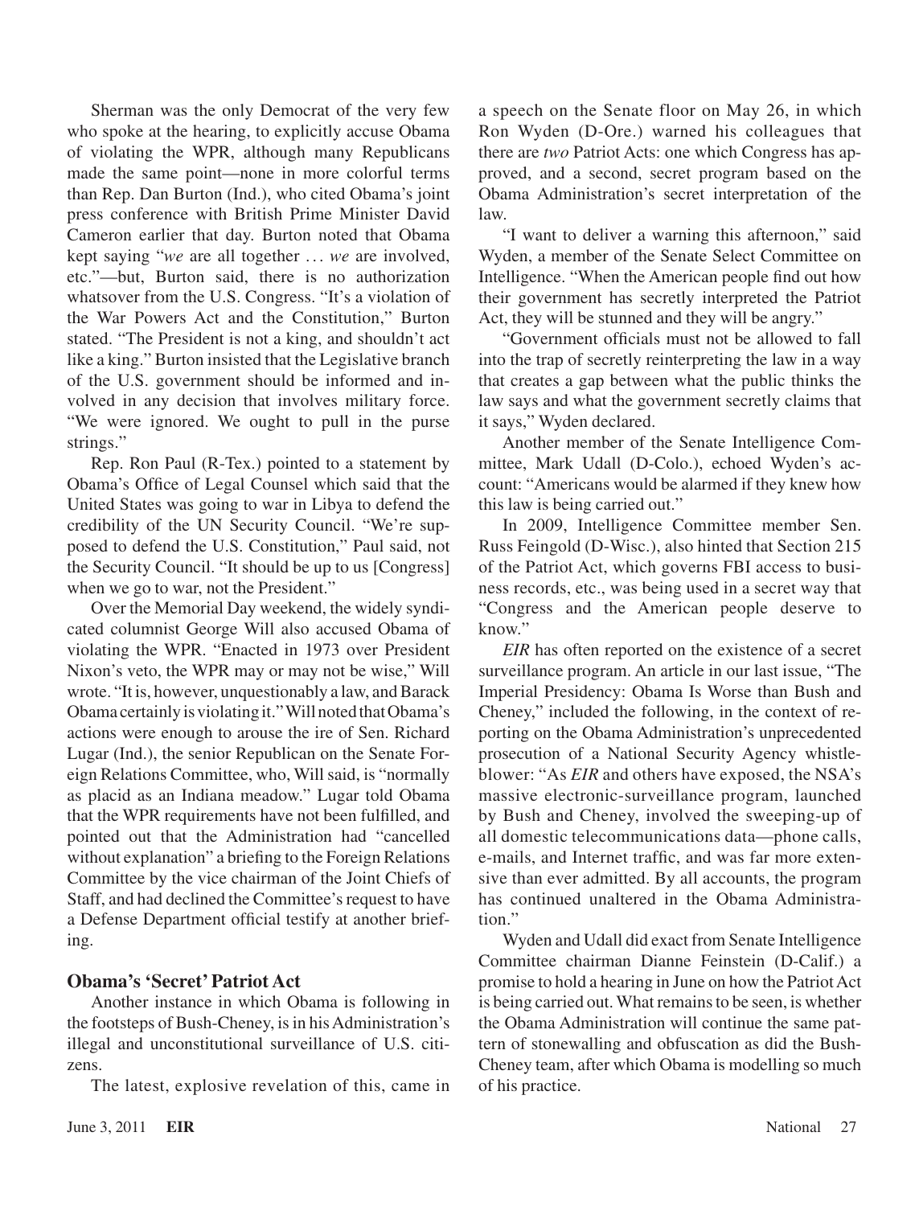Sherman was the only Democrat of the very few who spoke at the hearing, to explicitly accuse Obama of violating the WPR, although many Republicans made the same point—none in more colorful terms than Rep. Dan Burton (Ind.), who cited Obama's joint press conference with British Prime Minister David Cameron earlier that day. Burton noted that Obama kept saying "*we* are all together … *we* are involved, etc."—but, Burton said, there is no authorization whatsover from the U.S. Congress. "It's a violation of the War Powers Act and the Constitution," Burton stated. "The President is not a king, and shouldn't act like a king." Burton insisted that the Legislative branch of the U.S. government should be informed and involved in any decision that involves military force. "We were ignored. We ought to pull in the purse strings."

Rep. Ron Paul (R-Tex.) pointed to a statement by Obama's Office of Legal Counsel which said that the United States was going to war in Libya to defend the credibility of the UN Security Council. "We're supposed to defend the U.S. Constitution," Paul said, not the Security Council. "It should be up to us [Congress] when we go to war, not the President."

Over the Memorial Day weekend, the widely syndicated columnist George Will also accused Obama of violating the WPR. "Enacted in 1973 over President Nixon's veto, the WPR may or may not be wise," Will wrote. "It is, however, unquestionably a law, and Barack Obama certainly is violating it." Will noted that Obama's actions were enough to arouse the ire of Sen. Richard Lugar (Ind.), the senior Republican on the Senate Foreign Relations Committee, who, Will said, is "normally as placid as an Indiana meadow." Lugar told Obama that the WPR requirements have not been fulfilled, and pointed out that the Administration had "cancelled without explanation" a briefing to the Foreign Relations Committee by the vice chairman of the Joint Chiefs of Staff, and had declined the Committee's request to have a Defense Department official testify at another briefing.

### Obama's 'Secret' Patriot Act

Another instance in which Obama is following in the footsteps of Bush-Cheney, is in his Administration's illegal and unconstitutional surveillance of U.S. citizens.

The latest, explosive revelation of this, came in a speech on the Senate floor on May 26, in which Ron Wyden (D-Ore.) warned his colleagues that there are *two* Patriot Acts: one which Congress has approved, and a second, secret program based on the Obama Administration's secret interpretation of the law.

"I want to deliver a warning this afternoon," said Wyden, a member of the Senate Select Committee on Intelligence. "When the American people find out how their government has secretly interpreted the Patriot Act, they will be stunned and they will be angry."

"Government officials must not be allowed to fall into the trap of secretly reinterpreting the law in a way that creates a gap between what the public thinks the law says and what the government secretly claims that it says," Wyden declared.

Another member of the Senate Intelligence Committee, Mark Udall (D-Colo.), echoed Wyden's account: "Americans would be alarmed if they knew how this law is being carried out."

In 2009, Intelligence Committee member Sen. Russ Feingold (D-Wisc.), also hinted that Section 215 of the Patriot Act, which governs FBI access to business records, etc., was being used in a secret way that "Congress and the American people deserve to know."

*EIR* has often reported on the existence of a secret surveillance program. An article in our last issue, "The Imperial Presidency: Obama Is Worse than Bush and Cheney," included the following, in the context of reporting on the Obama Administration's unprecedented prosecution of a National Security Agency whistleblower: "As *EIR* and others have exposed, the NSA's massive electronic-surveillance program, launched by Bush and Cheney, involved the sweeping-up of all domestic telecommunications data—phone calls, e-mails, and Internet traffic, and was far more extensive than ever admitted. By all accounts, the program has continued unaltered in the Obama Administration."

Wyden and Udall did exact from Senate Intelligence Committee chairman Dianne Feinstein (D-Calif.) a promise to hold a hearing in June on how the Patriot Act is being carried out. What remains to be seen, is whether the Obama Administration will continue the same pattern of stonewalling and obfuscation as did the Bush-Cheney team, after which Obama is modelling so much of his practice.